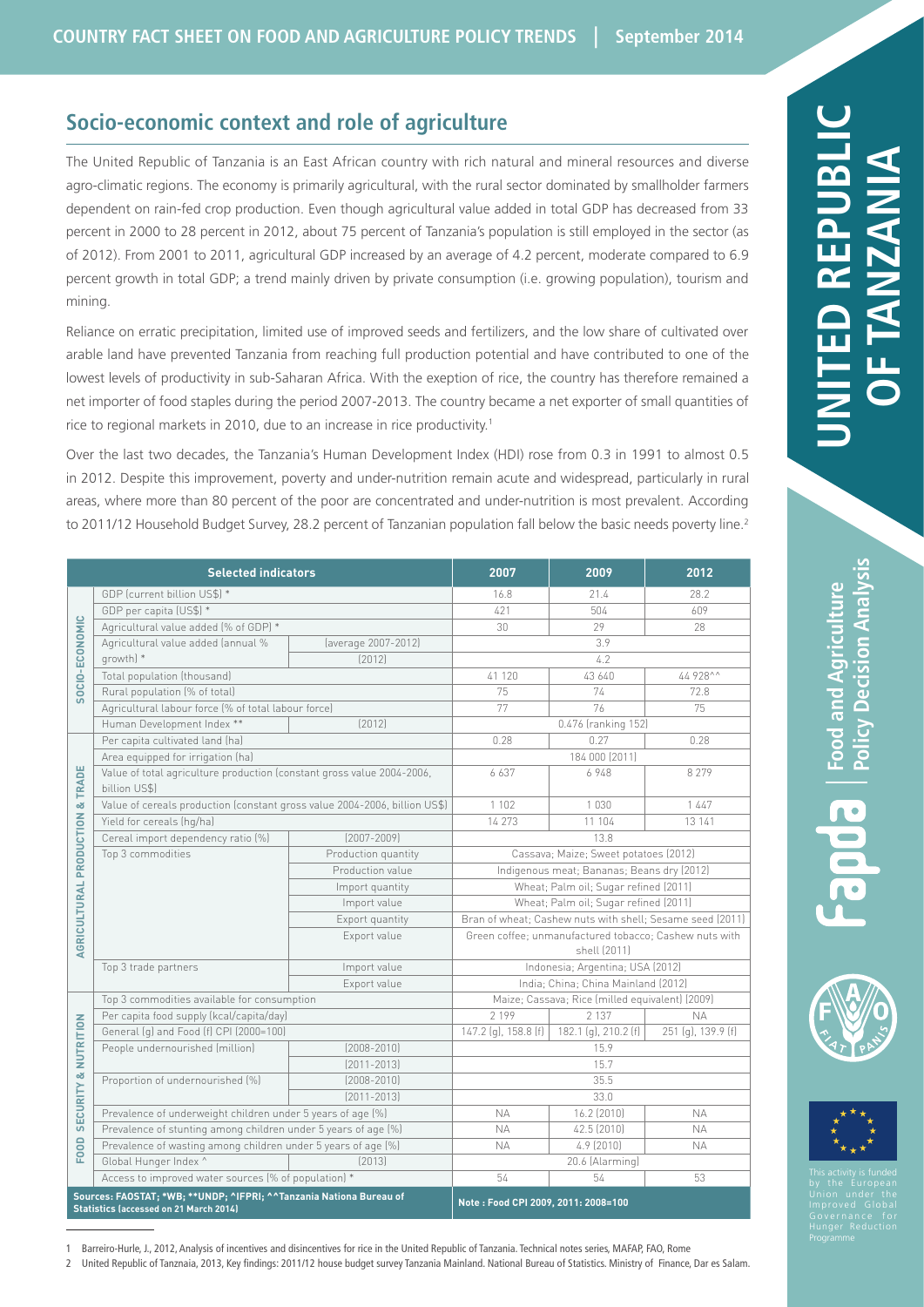# UNITED REPUBLIC OF TANZANIA

## Socio-economic context and role of agriculture

The United Republic of Tanzania is an East African country with rich natural and mineral resources and diverse agro-climatic regions. The economy is primarily agricultural, with the rural sector dominated by smallholder farmers dependent on rain-fed crop production. Even though agricultural value added in total GDP has decreased from 33 percent in 2000 to 28 percent in 2012, about 75 percent of Tanzania's population is still employed in the sector (as of 2012). From 2001 to 2011, agricultural GDP increased by an average of 4.2 percent, moderate compared to 6.9 percent growth in total GDP; a trend mainly driven by private consumption (i.e. growing population), tourism and mining.

Reliance on erratic precipitation, limited use of improved seeds and fertilizers, and the low share of cultivated over arable land have prevented Tanzania from reaching full production potential and have contributed to one of the lowest levels of productivity in sub-Saharan Africa. With the exeption of rice, the country has therefore remained a net importer of food staples during the period 2007-2013. The country became a net exporter of small quantities of rice to regional markets in 2010, due to an increase in rice productivity.[1]

Over the last two decades, the Tanzania's Human Development Index (HDI) rose from 0.3 in 1991 to almost 0.5 in 2012. Despite this improvement, poverty and under-nutrition remain acute and widespread, particularly in rural areas, where more than 80 percent of the poor are concentrated and under-nutrition is most prevalent. According to 2011/12 Household Budget Survey, 28.2 percent of Tanzanian population fall below the basic needs poverty line.[2]

| | Selected indicators | | 2007 | 2009 | 2012 |
|---|---|---|---|---|---|
| SOCIO-ECONOMIC | GDP (current billion US$) * | | 16.8 | 21.4 | 28.2 |
| | GDP per capita (US$) * | | 421 | 504 | 609 |
| | Agricultural value added (% of GDP) * | | 30 | 29 | 28 |
| | Agricultural value added (annual % growth) * | (average 2007-2012) | 3.9 | | |
| | | (2012) | 4.2 | | |
| | Total population (thousand) | | 41 120 | 43 640 | 44 928^^ |
| | Rural population (% of total) | | 75 | 74 | 72.8 |
| | Agricultural labour force (% of total labour force) | | 77 | 76 | 75 |
| | Human Development Index ** | (2012) | 0.476 (ranking 152) | | |
| AGRICULTURAL PRODUCTION & TRADE | Per capita cultivated land (ha) | | 0.28 | 0.27 | 0.28 |
| | Area equipped for irrigation (ha) | | 184 000 (2011) | | |
| | Value of total agriculture production (constant gross value 2004-2006, billion US$) | | 6 637 | 6 948 | 8 279 |
| | Value of cereals production (constant gross value 2004-2006, billion US$) | | 1 102 | 1 030 | 1 447 |
| | Yield for cereals (hg/ha) | | 14 273 | 11 104 | 13 141 |
| | Cereal import dependency ratio (%) | (2007-2009) | 13.8 | | |
| | Top 3 commodities | Production quantity | Cassava; Maize; Sweet potatoes (2012) | | |
| | | Production value | Indigenous meat; Bananas; Beans dry (2012) | | |
| | | Import quantity | Wheat; Palm oil; Sugar refined (2011) | | |
| | | Import value | Wheat; Palm oil; Sugar refined (2011) | | |
| | | Export quantity | Bran of wheat; Cashew nuts with shell; Sesame seed (2011) | | |
| | | Export value | Green coffee; unmanufactured tobacco; Cashew nuts with shell (2011) | | |
| | Top 3 trade partners | Import value | Indonesia; Argentina; USA (2012) | | |
| | | Export value | India; China; China Mainland (2012) | | |
| FOOD SECURITY & NUTRITION | Top 3 commodities available for consumption | | Maize; Cassava; Rice (milled equivalent) (2009) | | |
| | Per capita food supply (kcal/capita/day) | | 2 199 | 2 137 | NA |
| | General (g) and Food (f) CPI (2000=100) | | 147.2 (g), 158.8 (f) | 182.1 (g), 210.2 (f) | 251 (g), 139.9 (f) |
| | People undernourished (million) | (2008-2010) | 15.9 | | |
| | | (2011-2013) | 15.7 | | |
| | Proportion of undernourished (%) | (2008-2010) | 35.5 | | |
| | | (2011-2013) | 33.0 | | |
| | Prevalence of underweight children under 5 years of age (%) | | NA | 16.2 (2010) | NA |
| | Prevalence of stunting among children under 5 years of age (%) | | NA | 42.5 (2010) | NA |
| | Prevalence of wasting among children under 5 years of age (%) | | NA | 4.9 (2010) | NA |
| | Global Hunger Index ^ | (2013) | 20.6 (Alarming) | | |
| | Access to improved water sources (% of population) * | | 54 | 54 | 53 |

Sources: FAOSTAT; *WB; **UNDP; ^IFPRI; ^^Tanzania Nationa Bureau of Statistics (accessed on 21 March 2014)

Note : Food CPI 2009, 2011: 2008=100

1 Barreiro-Hurle, J., 2012, Analysis of incentives and disincentives for rice in the United Republic of Tanzania. Technical notes series, MAFAP, FAO, Rome

2 United Republic of Tanznaia, 2013, Key findings: 2011/12 house budget survey Tanzania Mainland. National Bureau of Statistics. Ministry of Finance, Dar es Salam.

This activity is funded by the European Union under the Improved Global Governance for Hunger Reduction Programme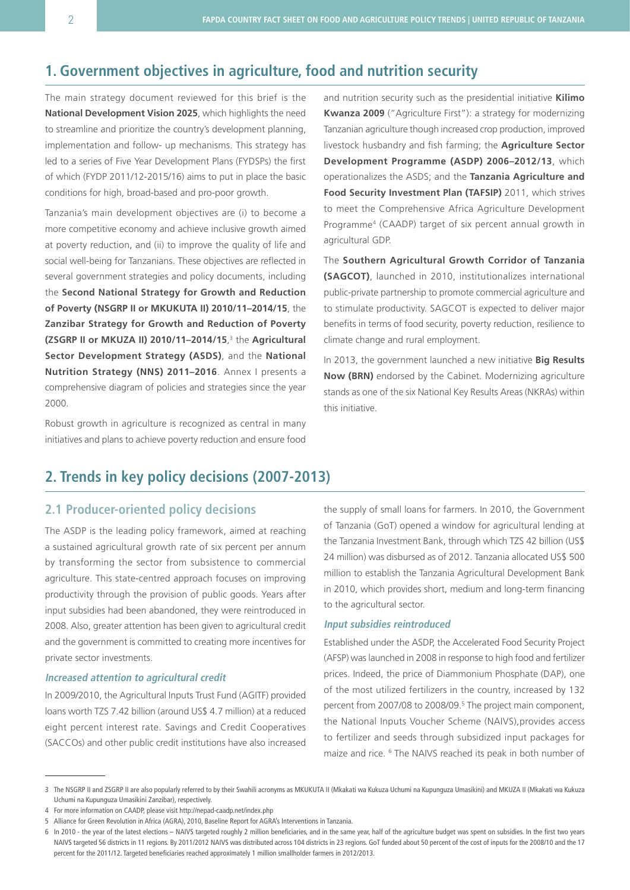## 1. Government objectives in agriculture, food and nutrition security

The main strategy document reviewed for this brief is the **National Development Vision 2025**, which highlights the need to streamline and prioritize the country's development planning, implementation and follow- up mechanisms. This strategy has led to a series of Five Year Development Plans (FYDSPs) the first of which (FYDP 2011/12-2015/16) aims to put in place the basic conditions for high, broad-based and pro-poor growth.

Tanzania's main development objectives are (i) to become a more competitive economy and achieve inclusive growth aimed at poverty reduction, and (ii) to improve the quality of life and social well-being for Tanzanians. These objectives are reflected in several government strategies and policy documents, including the **Second National Strategy for Growth and Reduction of Poverty (NSGRP II or MKUKUTA II) 2010/11–2014/15**, the **Zanzibar Strategy for Growth and Reduction of Poverty (ZSGRP II or MKUZA II) 2010/11–2014/15**,[3] the **Agricultural Sector Development Strategy (ASDS)**, and the **National Nutrition Strategy (NNS) 2011–2016**. Annex I presents a comprehensive diagram of policies and strategies since the year 2000.

Robust growth in agriculture is recognized as central in many initiatives and plans to achieve poverty reduction and ensure food and nutrition security such as the presidential initiative **Kilimo Kwanza 2009** ("Agriculture First"): a strategy for modernizing Tanzanian agriculture though increased crop production, improved livestock husbandry and fish farming; the **Agriculture Sector Development Programme (ASDP) 2006–2012/13**, which operationalizes the ASDS; and the **Tanzania Agriculture and Food Security Investment Plan (TAFSIP)** 2011, which strives to meet the Comprehensive Africa Agriculture Development Programme[4] (CAADP) target of six percent annual growth in agricultural GDP.

The **Southern Agricultural Growth Corridor of Tanzania (SAGCOT)**, launched in 2010, institutionalizes international public-private partnership to promote commercial agriculture and to stimulate productivity. SAGCOT is expected to deliver major benefits in terms of food security, poverty reduction, resilience to climate change and rural employment.

In 2013, the government launched a new initiative **Big Results Now (BRN)** endorsed by the Cabinet. Modernizing agriculture stands as one of the six National Key Results Areas (NKRAs) within this initiative.

## 2. Trends in key policy decisions (2007-2013)

### 2.1 Producer-oriented policy decisions

The ASDP is the leading policy framework, aimed at reaching a sustained agricultural growth rate of six percent per annum by transforming the sector from subsistence to commercial agriculture. This state-centred approach focuses on improving productivity through the provision of public goods. Years after input subsidies had been abandoned, they were reintroduced in 2008. Also, greater attention has been given to agricultural credit and the government is committed to creating more incentives for private sector investments.

#### *Increased attention to agricultural credit*

In 2009/2010, the Agricultural Inputs Trust Fund (AGITF) provided loans worth TZS 7.42 billion (around US$ 4.7 million) at a reduced eight percent interest rate. Savings and Credit Cooperatives (SACCOs) and other public credit institutions have also increased the supply of small loans for farmers. In 2010, the Government of Tanzania (GoT) opened a window for agricultural lending at the Tanzania Investment Bank, through which TZS 42 billion (US$ 24 million) was disbursed as of 2012. Tanzania allocated US$ 500 million to establish the Tanzania Agricultural Development Bank in 2010, which provides short, medium and long-term financing to the agricultural sector.

#### *Input subsidies reintroduced*

Established under the ASDP, the Accelerated Food Security Project (AFSP) was launched in 2008 in response to high food and fertilizer prices. Indeed, the price of Diammonium Phosphate (DAP), one of the most utilized fertilizers in the country, increased by 132 percent from 2007/08 to 2008/09.[5] The project main component, the National Inputs Voucher Scheme (NAIVS),provides access to fertilizer and seeds through subsidized input packages for maize and rice. [6] The NAIVS reached its peak in both number of

---

3 The NSGRP II and ZSGRP II are also popularly referred to by their Swahili acronyms as MKUKUTA II (Mkakati wa Kukuza Uchumi na Kupunguza Umasikini) and MKUZA II (Mkakati wa Kukuza Uchumi na Kupunguza Umasikini Zanzibar), respectively.

4 For more information on CAADP, please visit http://nepad-caadp.net/index.php

5 Alliance for Green Revolution in Africa (AGRA), 2010, Baseline Report for AGRA's Interventions in Tanzania.

6 In 2010 - the year of the latest elections – NAIVS targeted roughly 2 million beneficiaries, and in the same year, half of the agriculture budget was spent on subsidies. In the first two years NAIVS targeted 56 districts in 11 regions. By 2011/2012 NAIVS was distributed across 104 districts in 23 regions. GoT funded about 50 percent of the cost of inputs for the 2008/10 and the 17 percent for the 2011/12. Targeted beneficiaries reached approximately 1 million smallholder farmers in 2012/2013.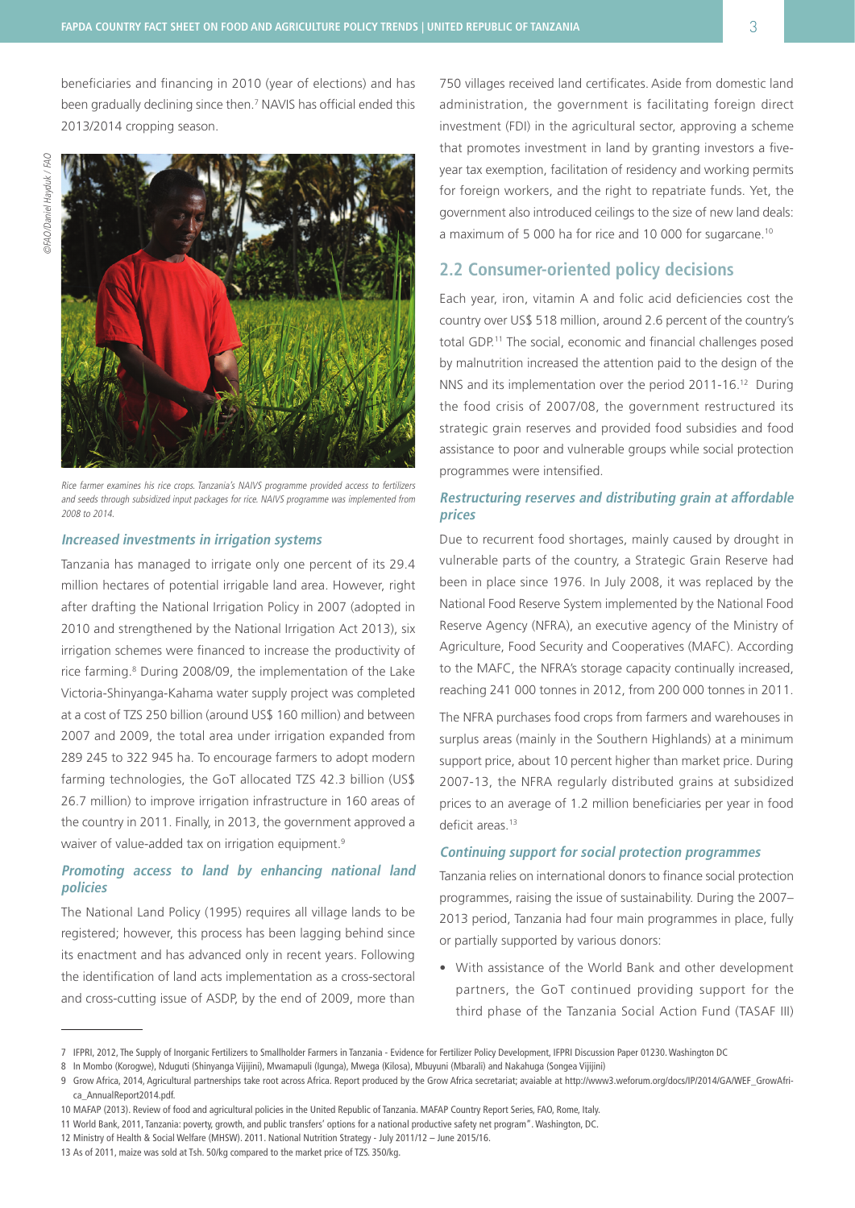beneficiaries and financing in 2010 (year of elections) and has been gradually declining since then.[7] NAVIS has official ended this 2013/2014 cropping season.

©FAO/Daniel Hayduk / FAO

*Rice farmer examines his rice crops. Tanzania's NAIVS programme provided access to fertilizers and seeds through subsidized input packages for rice. NAIVS programme was implemented from 2008 to 2014.*

### *Increased investments in irrigation systems*

Tanzania has managed to irrigate only one percent of its 29.4 million hectares of potential irrigable land area. However, right after drafting the National Irrigation Policy in 2007 (adopted in 2010 and strengthened by the National Irrigation Act 2013), six irrigation schemes were financed to increase the productivity of rice farming.[8] During 2008/09, the implementation of the Lake Victoria-Shinyanga-Kahama water supply project was completed at a cost of TZS 250 billion (around US$ 160 million) and between 2007 and 2009, the total area under irrigation expanded from 289 245 to 322 945 ha. To encourage farmers to adopt modern farming technologies, the GoT allocated TZS 42.3 billion (US$ 26.7 million) to improve irrigation infrastructure in 160 areas of the country in 2011. Finally, in 2013, the government approved a waiver of value-added tax on irrigation equipment.[9]

### *Promoting access to land by enhancing national land policies*

The National Land Policy (1995) requires all village lands to be registered; however, this process has been lagging behind since its enactment and has advanced only in recent years. Following the identification of land acts implementation as a cross-sectoral and cross-cutting issue of ASDP, by the end of 2009, more than 750 villages received land certificates. Aside from domestic land administration, the government is facilitating foreign direct investment (FDI) in the agricultural sector, approving a scheme that promotes investment in land by granting investors a five-year tax exemption, facilitation of residency and working permits for foreign workers, and the right to repatriate funds. Yet, the government also introduced ceilings to the size of new land deals: a maximum of 5 000 ha for rice and 10 000 for sugarcane.[10]

## 2.2 Consumer-oriented policy decisions

Each year, iron, vitamin A and folic acid deficiencies cost the country over US$ 518 million, around 2.6 percent of the country's total GDP.[11] The social, economic and financial challenges posed by malnutrition increased the attention paid to the design of the NNS and its implementation over the period 2011-16.[12] During the food crisis of 2007/08, the government restructured its strategic grain reserves and provided food subsidies and food assistance to poor and vulnerable groups while social protection programmes were intensified.

### *Restructuring reserves and distributing grain at affordable prices*

Due to recurrent food shortages, mainly caused by drought in vulnerable parts of the country, a Strategic Grain Reserve had been in place since 1976. In July 2008, it was replaced by the National Food Reserve System implemented by the National Food Reserve Agency (NFRA), an executive agency of the Ministry of Agriculture, Food Security and Cooperatives (MAFC). According to the MAFC, the NFRA's storage capacity continually increased, reaching 241 000 tonnes in 2012, from 200 000 tonnes in 2011.

The NFRA purchases food crops from farmers and warehouses in surplus areas (mainly in the Southern Highlands) at a minimum support price, about 10 percent higher than market price. During 2007-13, the NFRA regularly distributed grains at subsidized prices to an average of 1.2 million beneficiaries per year in food deficit areas.[13]

### *Continuing support for social protection programmes*

Tanzania relies on international donors to finance social protection programmes, raising the issue of sustainability. During the 2007–2013 period, Tanzania had four main programmes in place, fully or partially supported by various donors:

- With assistance of the World Bank and other development partners, the GoT continued providing support for the third phase of the Tanzania Social Action Fund (TASAF III)

---

7 IFPRI, 2012, The Supply of Inorganic Fertilizers to Smallholder Farmers in Tanzania - Evidence for Fertilizer Policy Development, IFPRI Discussion Paper 01230. Washington DC

8 In Mombo (Korogwe), Nduguti (Shinyanga Vijijini), Mwamapuli (Igunga), Mwega (Kilosa), Mbuyuni (Mbarali) and Nakahuga (Songea Vijijini)

9 Grow Africa, 2014, Agricultural partnerships take root across Africa. Report produced by the Grow Africa secretariat; avaiable at http://www3.weforum.org/docs/IP/2014/GA/WEF_GrowAfrica_AnnualReport2014.pdf.

10 MAFAP (2013). Review of food and agricultural policies in the United Republic of Tanzania. MAFAP Country Report Series, FAO, Rome, Italy.

11 World Bank, 2011, Tanzania: poverty, growth, and public transfers' options for a national productive safety net program". Washington, DC.

12 Ministry of Health & Social Welfare (MHSW). 2011. National Nutrition Strategy - July 2011/12 – June 2015/16.

13 As of 2011, maize was sold at Tsh. 50/kg compared to the market price of TZS. 350/kg.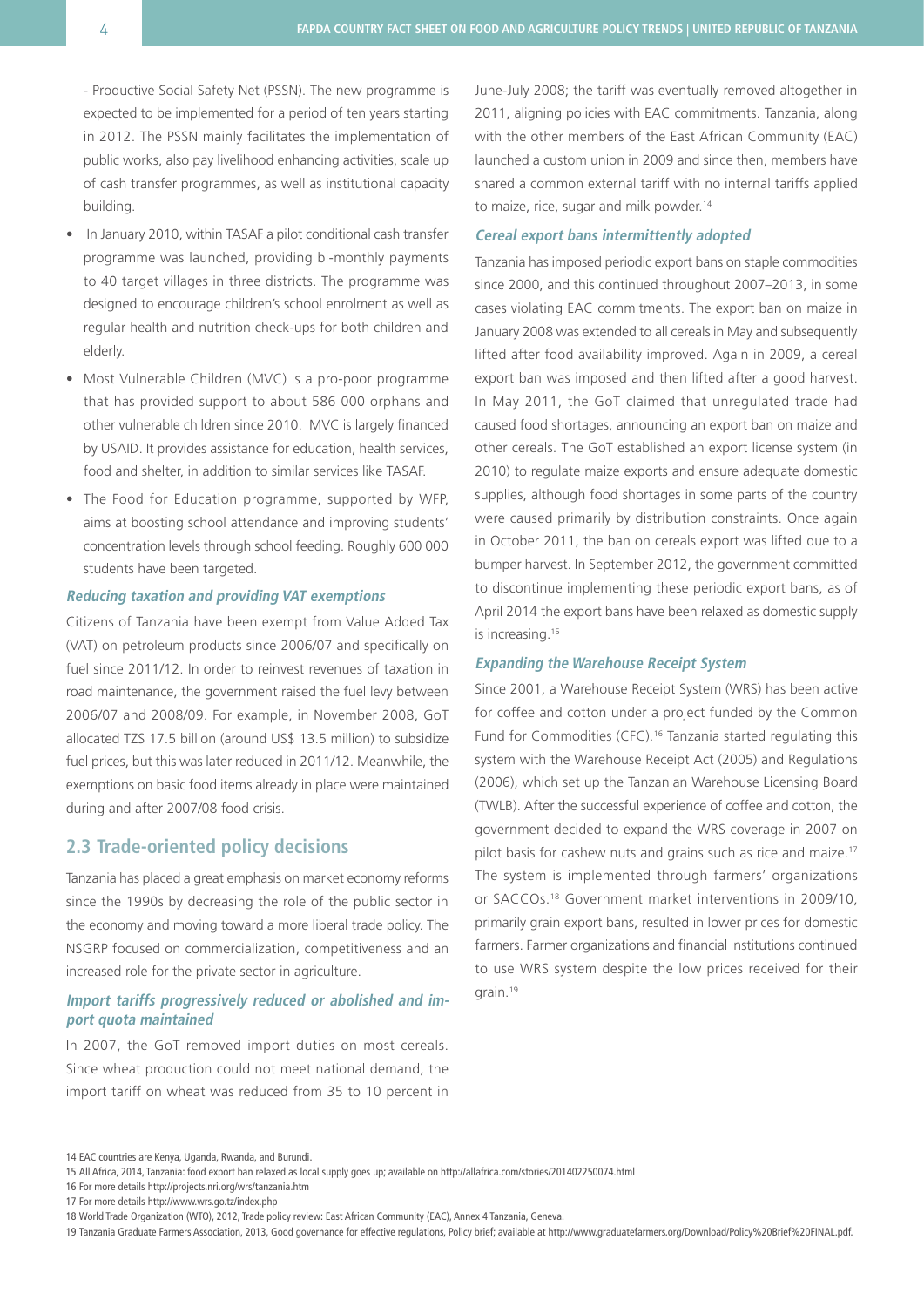- Productive Social Safety Net (PSSN). The new programme is expected to be implemented for a period of ten years starting in 2012. The PSSN mainly facilitates the implementation of public works, also pay livelihood enhancing activities, scale up of cash transfer programmes, as well as institutional capacity building.

- In January 2010, within TASAF a pilot conditional cash transfer programme was launched, providing bi-monthly payments to 40 target villages in three districts. The programme was designed to encourage children's school enrolment as well as regular health and nutrition check-ups for both children and elderly.
- Most Vulnerable Children (MVC) is a pro-poor programme that has provided support to about 586 000 orphans and other vulnerable children since 2010. MVC is largely financed by USAID. It provides assistance for education, health services, food and shelter, in addition to similar services like TASAF.
- The Food for Education programme, supported by WFP, aims at boosting school attendance and improving students' concentration levels through school feeding. Roughly 600 000 students have been targeted.

### *Reducing taxation and providing VAT exemptions*

Citizens of Tanzania have been exempt from Value Added Tax (VAT) on petroleum products since 2006/07 and specifically on fuel since 2011/12. In order to reinvest revenues of taxation in road maintenance, the government raised the fuel levy between 2006/07 and 2008/09. For example, in November 2008, GoT allocated TZS 17.5 billion (around US$ 13.5 million) to subsidize fuel prices, but this was later reduced in 2011/12. Meanwhile, the exemptions on basic food items already in place were maintained during and after 2007/08 food crisis.

## 2.3 Trade-oriented policy decisions

Tanzania has placed a great emphasis on market economy reforms since the 1990s by decreasing the role of the public sector in the economy and moving toward a more liberal trade policy. The NSGRP focused on commercialization, competitiveness and an increased role for the private sector in agriculture.

### *Import tariffs progressively reduced or abolished and import quota maintained*

In 2007, the GoT removed import duties on most cereals. Since wheat production could not meet national demand, the import tariff on wheat was reduced from 35 to 10 percent in June-July 2008; the tariff was eventually removed altogether in 2011, aligning policies with EAC commitments. Tanzania, along with the other members of the East African Community (EAC) launched a custom union in 2009 and since then, members have shared a common external tariff with no internal tariffs applied to maize, rice, sugar and milk powder.[14]

### *Cereal export bans intermittently adopted*

Tanzania has imposed periodic export bans on staple commodities since 2000, and this continued throughout 2007–2013, in some cases violating EAC commitments. The export ban on maize in January 2008 was extended to all cereals in May and subsequently lifted after food availability improved. Again in 2009, a cereal export ban was imposed and then lifted after a good harvest. In May 2011, the GoT claimed that unregulated trade had caused food shortages, announcing an export ban on maize and other cereals. The GoT established an export license system (in 2010) to regulate maize exports and ensure adequate domestic supplies, although food shortages in some parts of the country were caused primarily by distribution constraints. Once again in October 2011, the ban on cereals export was lifted due to a bumper harvest. In September 2012, the government committed to discontinue implementing these periodic export bans, as of April 2014 the export bans have been relaxed as domestic supply is increasing.[15]

### *Expanding the Warehouse Receipt System*

Since 2001, a Warehouse Receipt System (WRS) has been active for coffee and cotton under a project funded by the Common Fund for Commodities (CFC).[16] Tanzania started regulating this system with the Warehouse Receipt Act (2005) and Regulations (2006), which set up the Tanzanian Warehouse Licensing Board (TWLB). After the successful experience of coffee and cotton, the government decided to expand the WRS coverage in 2007 on pilot basis for cashew nuts and grains such as rice and maize.[17] The system is implemented through farmers' organizations or SACCOs.[18] Government market interventions in 2009/10, primarily grain export bans, resulted in lower prices for domestic farmers. Farmer organizations and financial institutions continued to use WRS system despite the low prices received for their grain.[19]

---

14 EAC countries are Kenya, Uganda, Rwanda, and Burundi.

15 All Africa, 2014, Tanzania: food export ban relaxed as local supply goes up; available on http://allafrica.com/stories/201402250074.html

16 For more details http://projects.nri.org/wrs/tanzania.htm

17 For more details http://www.wrs.go.tz/index.php

18 World Trade Organization (WTO), 2012, Trade policy review: East African Community (EAC), Annex 4 Tanzania, Geneva.

19 Tanzania Graduate Farmers Association, 2013, Good governance for effective regulations, Policy brief; available at http://www.graduatefarmers.org/Download/Policy%20Brief%20FINAL.pdf.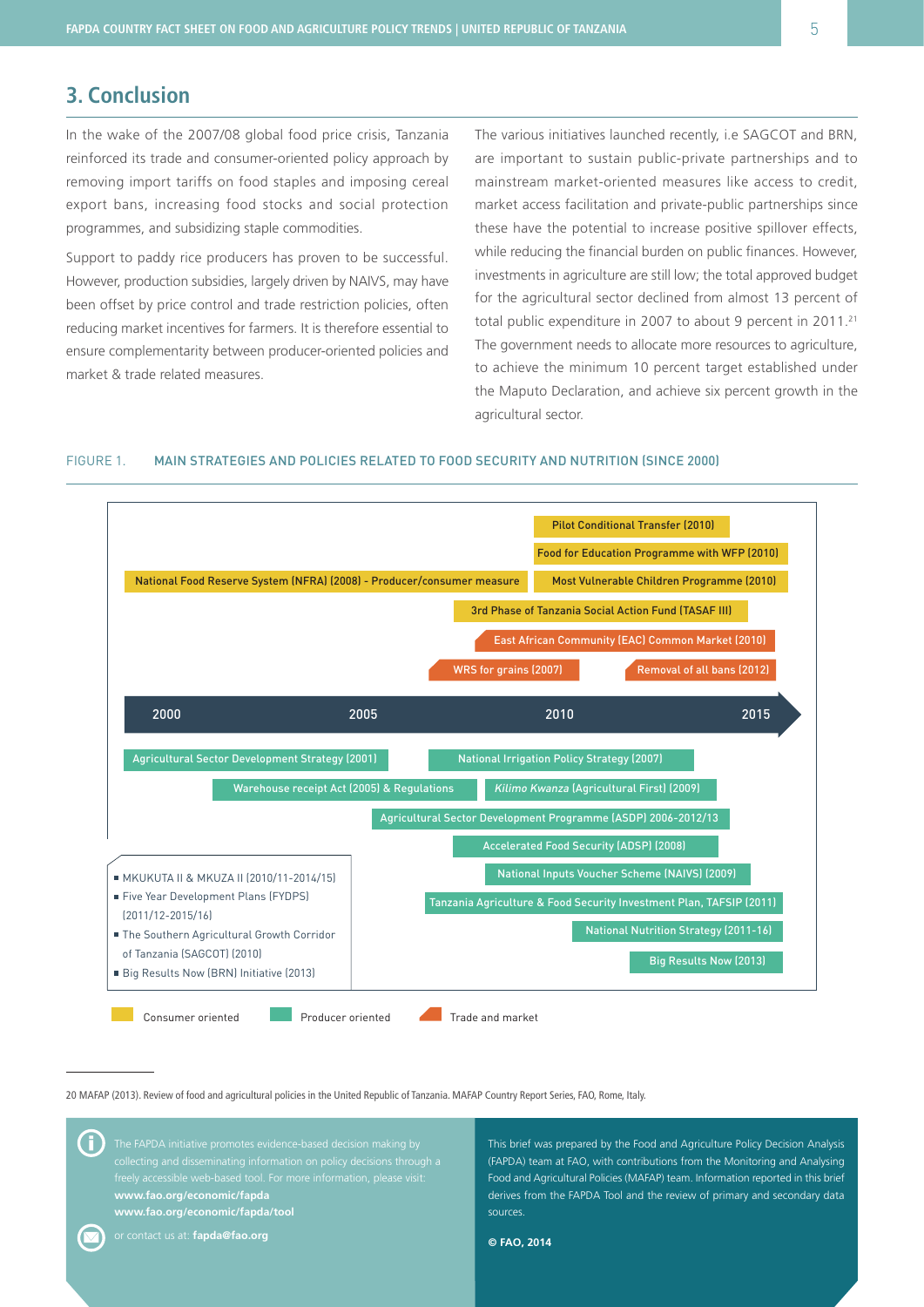## 3. Conclusion

In the wake of the 2007/08 global food price crisis, Tanzania reinforced its trade and consumer-oriented policy approach by removing import tariffs on food staples and imposing cereal export bans, increasing food stocks and social protection programmes, and subsidizing staple commodities.

Support to paddy rice producers has proven to be successful. However, production subsidies, largely driven by NAIVS, may have been offset by price control and trade restriction policies, often reducing market incentives for farmers. It is therefore essential to ensure complementarity between producer-oriented policies and market & trade related measures.

The various initiatives launched recently, i.e SAGCOT and BRN, are important to sustain public-private partnerships and to mainstream market-oriented measures like access to credit, market access facilitation and private-public partnerships since these have the potential to increase positive spillover effects, while reducing the financial burden on public finances. However, investments in agriculture are still low; the total approved budget for the agricultural sector declined from almost 13 percent of total public expenditure in 2007 to about 9 percent in 2011.[21] The government needs to allocate more resources to agriculture, to achieve the minimum 10 percent target established under the Maputo Declaration, and achieve six percent growth in the agricultural sector.

FIGURE 1. MAIN STRATEGIES AND POLICIES RELATED TO FOOD SECURITY AND NUTRITION (SINCE 2000)

Pilot Conditional Transfer (2010)

Food for Education Programme with WFP (2010)

National Food Reserve System (NFRA) (2008) - Producer/consumer measure

Most Vulnerable Children Programme (2010)

3rd Phase of Tanzania Social Action Fund (TASAF III)

East African Community (EAC) Common Market (2010)

WRS for grains (2007)

Removal of all bans (2012)

2000 2005 2010 2015

Agricultural Sector Development Strategy (2001)

National Irrigation Policy Strategy (2007)

Warehouse receipt Act (2005) & Regulations

*Kilimo Kwanza* (Agricultural First) (2009)

Agricultural Sector Development Programme (ASDP) 2006-2012/13

Accelerated Food Security (ADSP) (2008)

National Inputs Voucher Scheme (NAIVS) (2009)

Tanzania Agriculture & Food Security Investment Plan, TAFSIP (2011)

National Nutrition Strategy (2011-16)

Big Results Now (2013)

- MKUKUTA II & MKUZA II (2010/11-2014/15)
- Five Year Development Plans (FYDPS) (2011/12-2015/16)
- The Southern Agricultural Growth Corridor of Tanzania (SAGCOT) (2010)
- Big Results Now (BRN) Initiative (2013)

Consumer oriented Producer oriented Trade and market

---

20 MAFAP (2013). Review of food and agricultural policies in the United Republic of Tanzania. MAFAP Country Report Series, FAO, Rome, Italy.

The FAPDA initiative promotes evidence-based decision making by collecting and disseminating information on policy decisions through a freely accessible web-based tool. For more information, please visit:
**www.fao.org/economic/fapda**
**www.fao.org/economic/fapda/tool**

or contact us at: **fapda@fao.org**

This brief was prepared by the Food and Agriculture Policy Decision Analysis (FAPDA) team at FAO, with contributions from the Monitoring and Analysing Food and Agricultural Policies (MAFAP) team. Information reported in this brief derives from the FAPDA Tool and the review of primary and secondary data sources.

**© FAO, 2014**